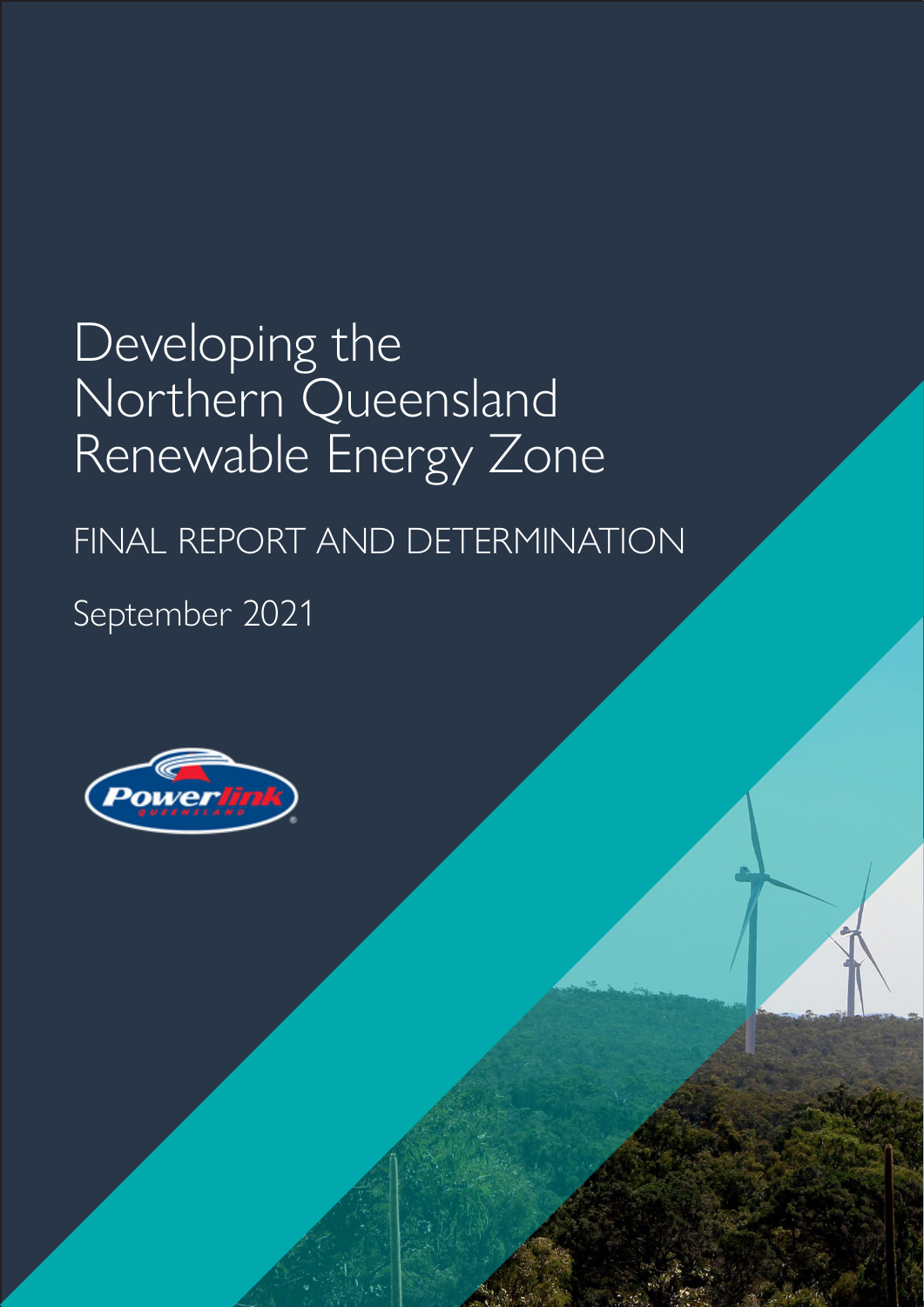# Developing the Northern Queensland Renewable Energy Zone

## FINAL REPORT AND DETERMINATION

September 2021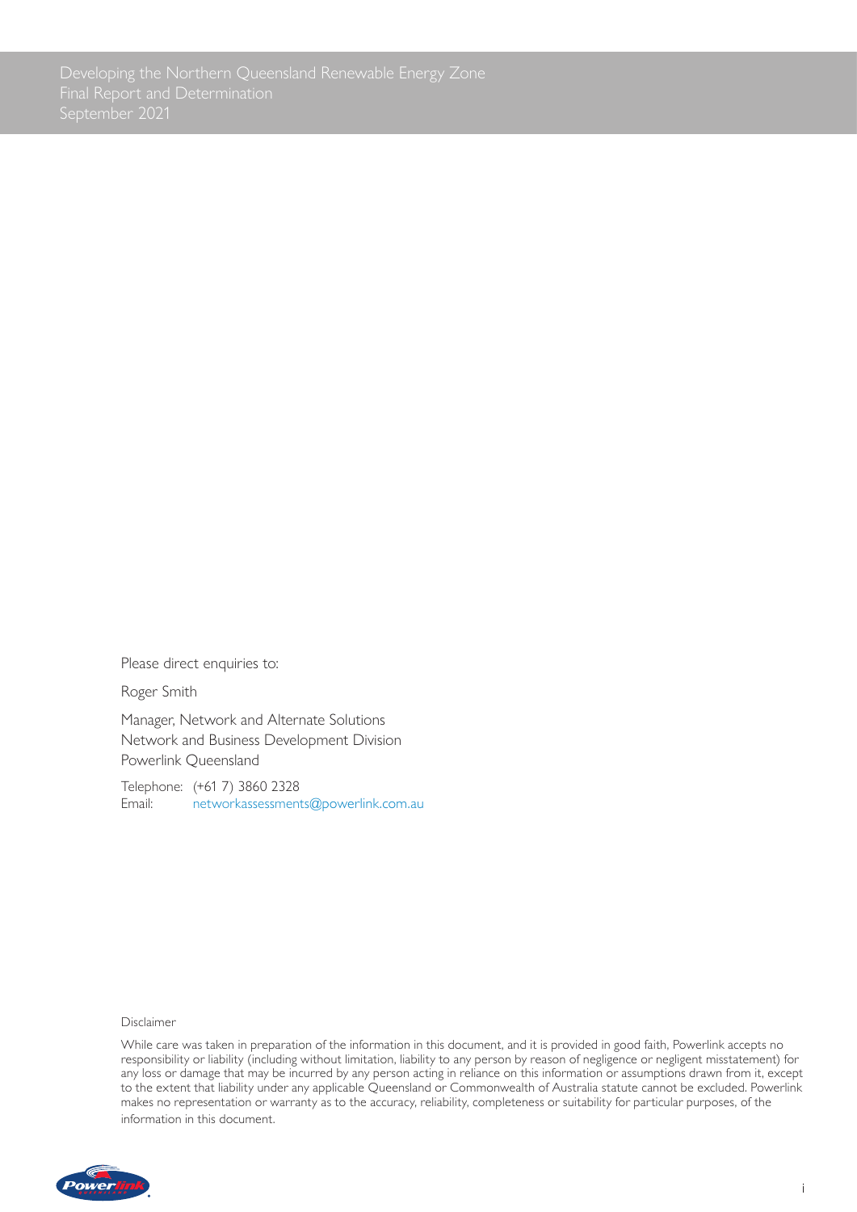Please direct enquiries to:

Roger Smith

Manager, Network and Alternate Solutions
Network and Business Development Division
Powerlink Queensland

Telephone: (+61 7) 3860 2328
Email: networkassessments@powerlink.com.au

Disclaimer

While care was taken in preparation of the information in this document, and it is provided in good faith, Powerlink accepts no responsibility or liability (including without limitation, liability to any person by reason of negligence or negligent misstatement) for any loss or damage that may be incurred by any person acting in reliance on this information or assumptions drawn from it, except to the extent that liability under any applicable Queensland or Commonwealth of Australia statute cannot be excluded. Powerlink makes no representation or warranty as to the accuracy, reliability, completeness or suitability for particular purposes, of the information in this document.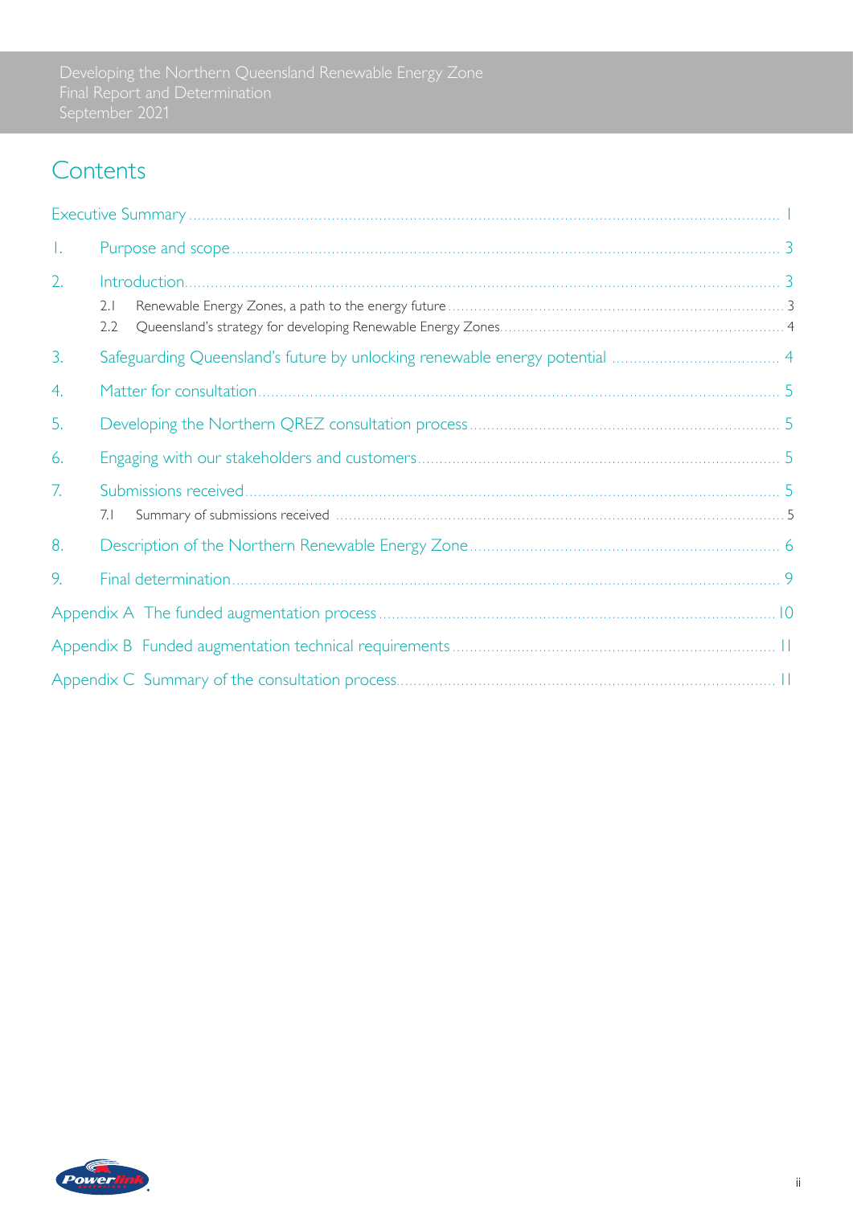# Contents

Executive Summary ..... 1

1. Purpose and scope ..... 3
2. Introduction ..... 3
   - 2.1 Renewable Energy Zones, a path to the energy future ..... 3
   - 2.2 Queensland's strategy for developing Renewable Energy Zones ..... 4
3. Safeguarding Queensland's future by unlocking renewable energy potential ..... 4
4. Matter for consultation ..... 5
5. Developing the Northern QREZ consultation process ..... 5
6. Engaging with our stakeholders and customers ..... 5
7. Submissions received ..... 5
   - 7.1 Summary of submissions received ..... 5
8. Description of the Northern Renewable Energy Zone ..... 6
9. Final determination ..... 9

Appendix A The funded augmentation process ..... 10

Appendix B Funded augmentation technical requirements ..... 11

Appendix C Summary of the consultation process ..... 11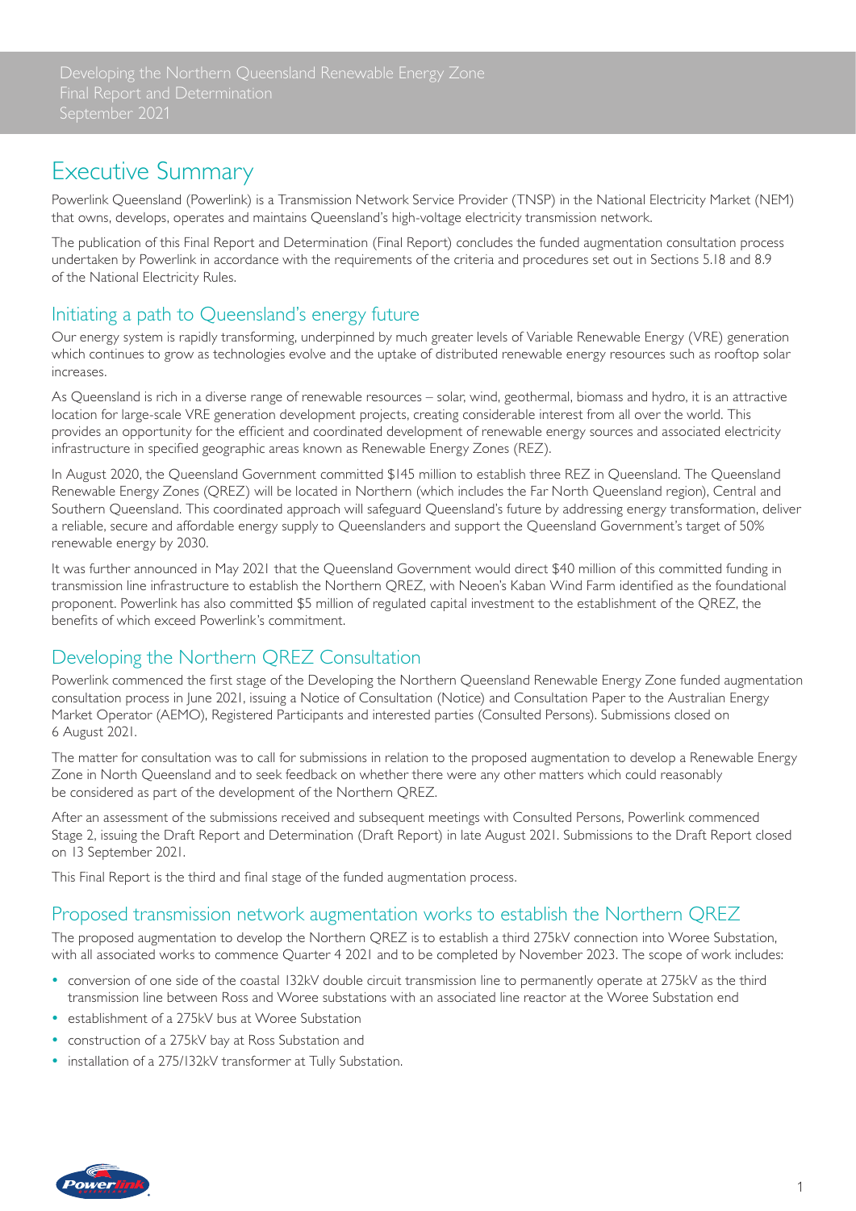# Executive Summary

Powerlink Queensland (Powerlink) is a Transmission Network Service Provider (TNSP) in the National Electricity Market (NEM) that owns, develops, operates and maintains Queensland's high-voltage electricity transmission network.

The publication of this Final Report and Determination (Final Report) concludes the funded augmentation consultation process undertaken by Powerlink in accordance with the requirements of the criteria and procedures set out in Sections 5.18 and 8.9 of the National Electricity Rules.

## Initiating a path to Queensland's energy future

Our energy system is rapidly transforming, underpinned by much greater levels of Variable Renewable Energy (VRE) generation which continues to grow as technologies evolve and the uptake of distributed renewable energy resources such as rooftop solar increases.

As Queensland is rich in a diverse range of renewable resources – solar, wind, geothermal, biomass and hydro, it is an attractive location for large-scale VRE generation development projects, creating considerable interest from all over the world. This provides an opportunity for the efficient and coordinated development of renewable energy sources and associated electricity infrastructure in specified geographic areas known as Renewable Energy Zones (REZ).

In August 2020, the Queensland Government committed $145 million to establish three REZ in Queensland. The Queensland Renewable Energy Zones (QREZ) will be located in Northern (which includes the Far North Queensland region), Central and Southern Queensland. This coordinated approach will safeguard Queensland's future by addressing energy transformation, deliver a reliable, secure and affordable energy supply to Queenslanders and support the Queensland Government's target of 50% renewable energy by 2030.

It was further announced in May 2021 that the Queensland Government would direct $40 million of this committed funding in transmission line infrastructure to establish the Northern QREZ, with Neoen's Kaban Wind Farm identified as the foundational proponent. Powerlink has also committed $5 million of regulated capital investment to the establishment of the QREZ, the benefits of which exceed Powerlink's commitment.

## Developing the Northern QREZ Consultation

Powerlink commenced the first stage of the Developing the Northern Queensland Renewable Energy Zone funded augmentation consultation process in June 2021, issuing a Notice of Consultation (Notice) and Consultation Paper to the Australian Energy Market Operator (AEMO), Registered Participants and interested parties (Consulted Persons). Submissions closed on 6 August 2021.

The matter for consultation was to call for submissions in relation to the proposed augmentation to develop a Renewable Energy Zone in North Queensland and to seek feedback on whether there were any other matters which could reasonably be considered as part of the development of the Northern QREZ.

After an assessment of the submissions received and subsequent meetings with Consulted Persons, Powerlink commenced Stage 2, issuing the Draft Report and Determination (Draft Report) in late August 2021. Submissions to the Draft Report closed on 13 September 2021.

This Final Report is the third and final stage of the funded augmentation process.

## Proposed transmission network augmentation works to establish the Northern QREZ

The proposed augmentation to develop the Northern QREZ is to establish a third 275kV connection into Woree Substation, with all associated works to commence Quarter 4 2021 and to be completed by November 2023. The scope of work includes:

- conversion of one side of the coastal 132kV double circuit transmission line to permanently operate at 275kV as the third transmission line between Ross and Woree substations with an associated line reactor at the Woree Substation end
- establishment of a 275kV bus at Woree Substation
- construction of a 275kV bay at Ross Substation and
- installation of a 275/132kV transformer at Tully Substation.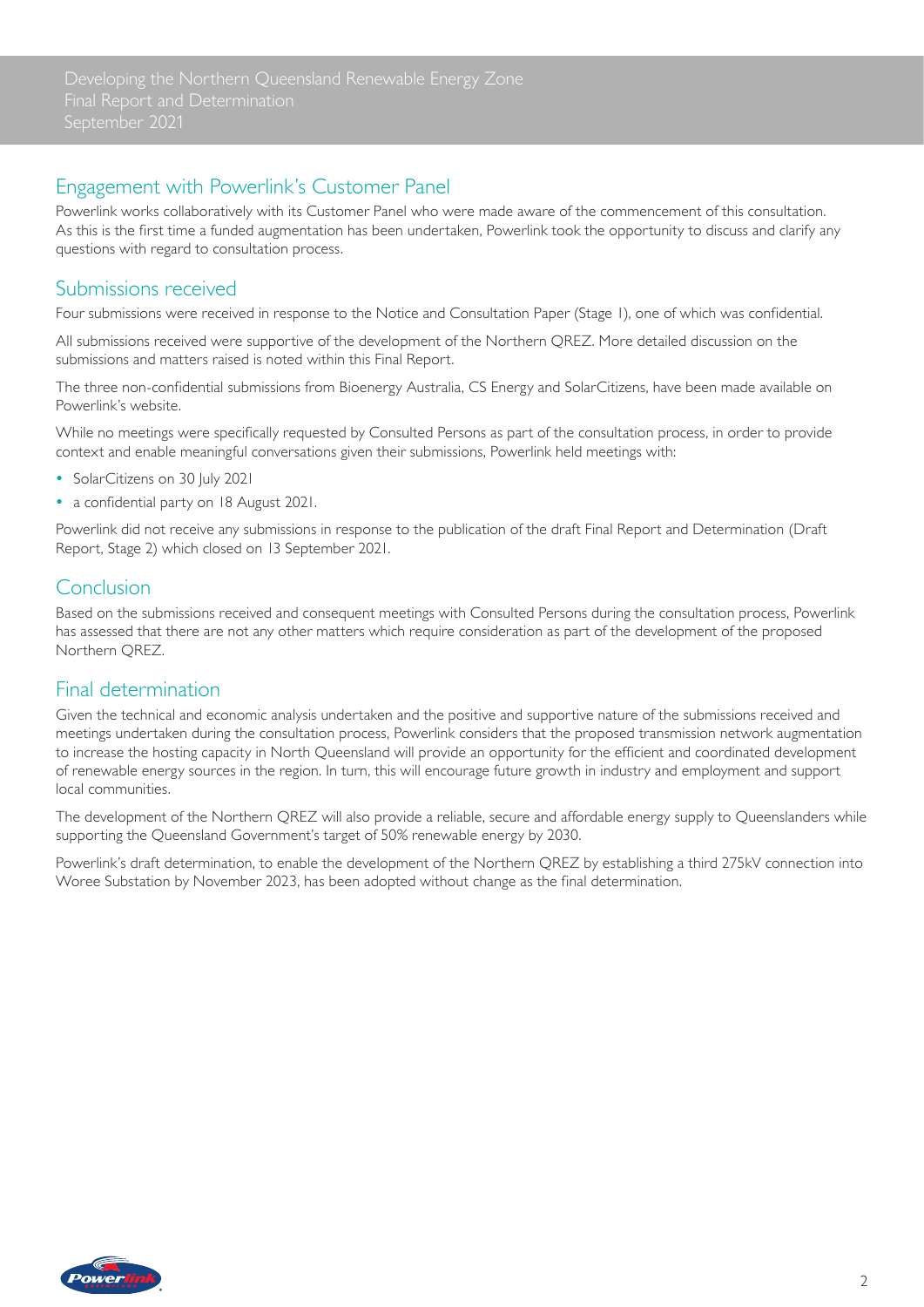## Engagement with Powerlink's Customer Panel

Powerlink works collaboratively with its Customer Panel who were made aware of the commencement of this consultation. As this is the first time a funded augmentation has been undertaken, Powerlink took the opportunity to discuss and clarify any questions with regard to consultation process.

## Submissions received

Four submissions were received in response to the Notice and Consultation Paper (Stage 1), one of which was confidential.

All submissions received were supportive of the development of the Northern QREZ. More detailed discussion on the submissions and matters raised is noted within this Final Report.

The three non-confidential submissions from Bioenergy Australia, CS Energy and SolarCitizens, have been made available on Powerlink's website.

While no meetings were specifically requested by Consulted Persons as part of the consultation process, in order to provide context and enable meaningful conversations given their submissions, Powerlink held meetings with:

- SolarCitizens on 30 July 2021
- a confidential party on 18 August 2021.

Powerlink did not receive any submissions in response to the publication of the draft Final Report and Determination (Draft Report, Stage 2) which closed on 13 September 2021.

## Conclusion

Based on the submissions received and consequent meetings with Consulted Persons during the consultation process, Powerlink has assessed that there are not any other matters which require consideration as part of the development of the proposed Northern QREZ.

## Final determination

Given the technical and economic analysis undertaken and the positive and supportive nature of the submissions received and meetings undertaken during the consultation process, Powerlink considers that the proposed transmission network augmentation to increase the hosting capacity in North Queensland will provide an opportunity for the efficient and coordinated development of renewable energy sources in the region. In turn, this will encourage future growth in industry and employment and support local communities.

The development of the Northern QREZ will also provide a reliable, secure and affordable energy supply to Queenslanders while supporting the Queensland Government's target of 50% renewable energy by 2030.

Powerlink's draft determination, to enable the development of the Northern QREZ by establishing a third 275kV connection into Woree Substation by November 2023, has been adopted without change as the final determination.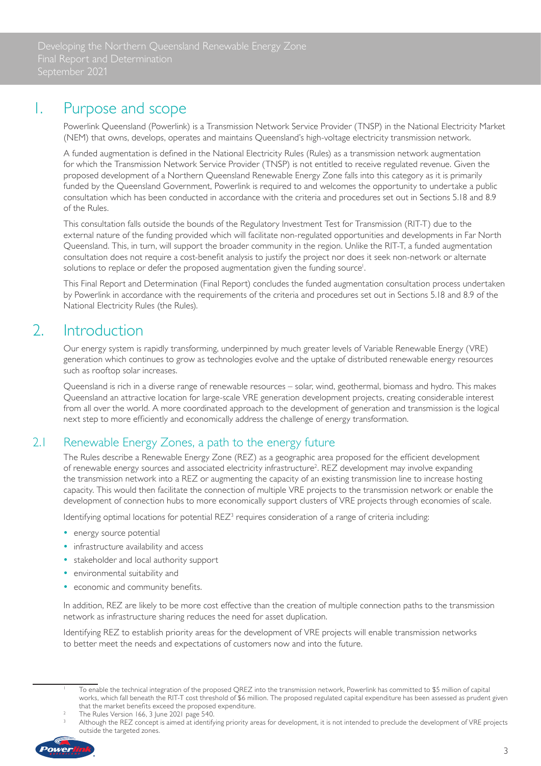# 1. Purpose and scope

Powerlink Queensland (Powerlink) is a Transmission Network Service Provider (TNSP) in the National Electricity Market (NEM) that owns, develops, operates and maintains Queensland's high-voltage electricity transmission network.

A funded augmentation is defined in the National Electricity Rules (Rules) as a transmission network augmentation for which the Transmission Network Service Provider (TNSP) is not entitled to receive regulated revenue. Given the proposed development of a Northern Queensland Renewable Energy Zone falls into this category as it is primarily funded by the Queensland Government, Powerlink is required to and welcomes the opportunity to undertake a public consultation which has been conducted in accordance with the criteria and procedures set out in Sections 5.18 and 8.9 of the Rules.

This consultation falls outside the bounds of the Regulatory Investment Test for Transmission (RIT-T) due to the external nature of the funding provided which will facilitate non-regulated opportunities and developments in Far North Queensland. This, in turn, will support the broader community in the region. Unlike the RIT-T, a funded augmentation consultation does not require a cost-benefit analysis to justify the project nor does it seek non-network or alternate solutions to replace or defer the proposed augmentation given the funding source[1].

This Final Report and Determination (Final Report) concludes the funded augmentation consultation process undertaken by Powerlink in accordance with the requirements of the criteria and procedures set out in Sections 5.18 and 8.9 of the National Electricity Rules (the Rules).

# 2. Introduction

Our energy system is rapidly transforming, underpinned by much greater levels of Variable Renewable Energy (VRE) generation which continues to grow as technologies evolve and the uptake of distributed renewable energy resources such as rooftop solar increases.

Queensland is rich in a diverse range of renewable resources – solar, wind, geothermal, biomass and hydro. This makes Queensland an attractive location for large-scale VRE generation development projects, creating considerable interest from all over the world. A more coordinated approach to the development of generation and transmission is the logical next step to more efficiently and economically address the challenge of energy transformation.

## 2.1 Renewable Energy Zones, a path to the energy future

The Rules describe a Renewable Energy Zone (REZ) as a geographic area proposed for the efficient development of renewable energy sources and associated electricity infrastructure[2]. REZ development may involve expanding the transmission network into a REZ or augmenting the capacity of an existing transmission line to increase hosting capacity. This would then facilitate the connection of multiple VRE projects to the transmission network or enable the development of connection hubs to more economically support clusters of VRE projects through economies of scale.

Identifying optimal locations for potential REZ[3] requires consideration of a range of criteria including:

- energy source potential
- infrastructure availability and access
- stakeholder and local authority support
- environmental suitability and
- economic and community benefits.

In addition, REZ are likely to be more cost effective than the creation of multiple connection paths to the transmission network as infrastructure sharing reduces the need for asset duplication.

Identifying REZ to establish priority areas for the development of VRE projects will enable transmission networks to better meet the needs and expectations of customers now and into the future.

---

[1] To enable the technical integration of the proposed QREZ into the transmission network, Powerlink has committed to $5 million of capital works, which fall beneath the RIT-T cost threshold of $6 million. The proposed regulated capital expenditure has been assessed as prudent given that the market benefits exceed the proposed expenditure.

[2] The Rules Version 166, 3 June 2021 page 540.

[3] Although the REZ concept is aimed at identifying priority areas for development, it is not intended to preclude the development of VRE projects outside the targeted zones.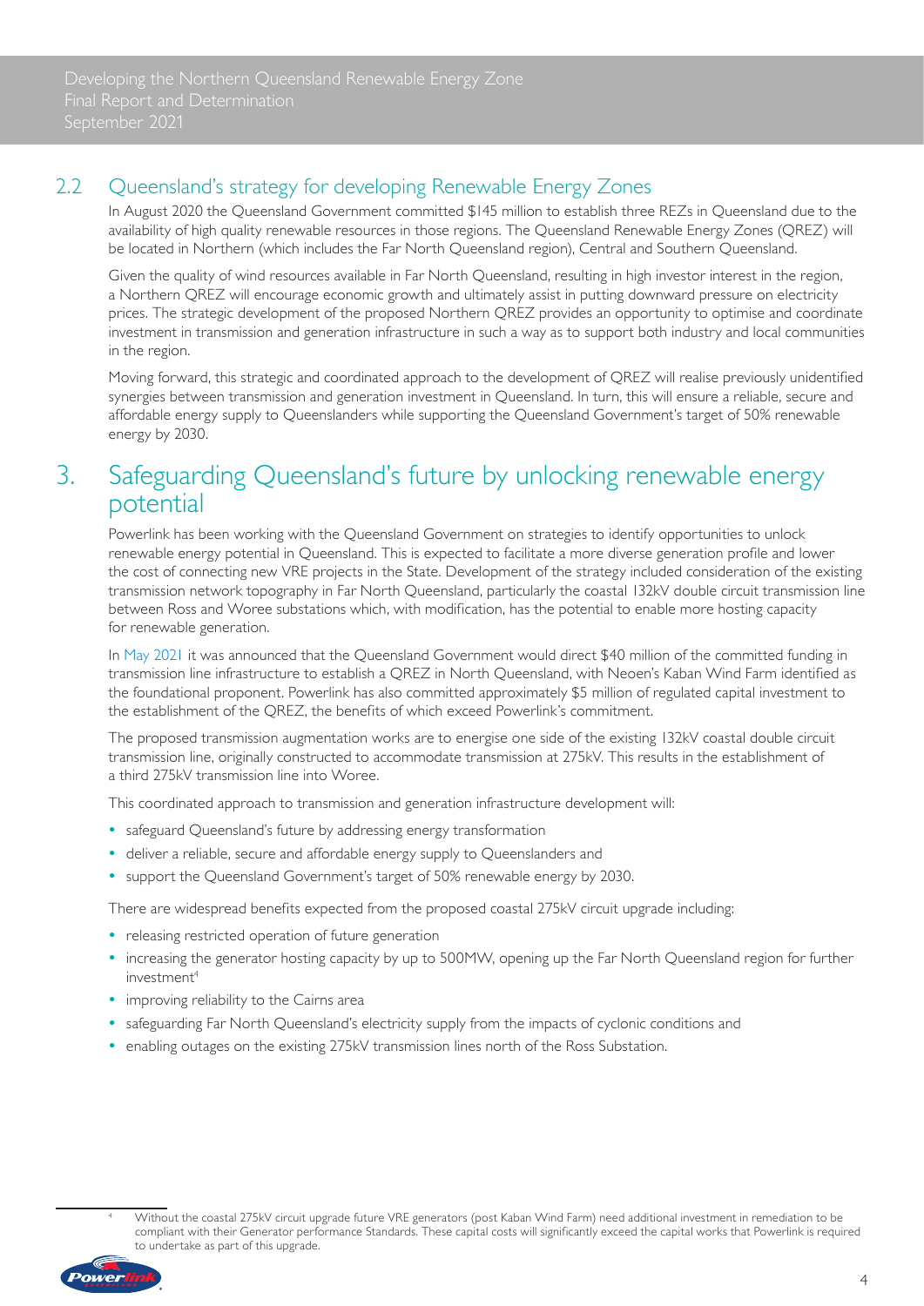## 2.2 Queensland's strategy for developing Renewable Energy Zones

In August 2020 the Queensland Government committed $145 million to establish three REZs in Queensland due to the availability of high quality renewable resources in those regions. The Queensland Renewable Energy Zones (QREZ) will be located in Northern (which includes the Far North Queensland region), Central and Southern Queensland.

Given the quality of wind resources available in Far North Queensland, resulting in high investor interest in the region, a Northern QREZ will encourage economic growth and ultimately assist in putting downward pressure on electricity prices. The strategic development of the proposed Northern QREZ provides an opportunity to optimise and coordinate investment in transmission and generation infrastructure in such a way as to support both industry and local communities in the region.

Moving forward, this strategic and coordinated approach to the development of QREZ will realise previously unidentified synergies between transmission and generation investment in Queensland. In turn, this will ensure a reliable, secure and affordable energy supply to Queenslanders while supporting the Queensland Government's target of 50% renewable energy by 2030.

# 3. Safeguarding Queensland's future by unlocking renewable energy potential

Powerlink has been working with the Queensland Government on strategies to identify opportunities to unlock renewable energy potential in Queensland. This is expected to facilitate a more diverse generation profile and lower the cost of connecting new VRE projects in the State. Development of the strategy included consideration of the existing transmission network topography in Far North Queensland, particularly the coastal 132kV double circuit transmission line between Ross and Woree substations which, with modification, has the potential to enable more hosting capacity for renewable generation.

In May 2021 it was announced that the Queensland Government would direct $40 million of the committed funding in transmission line infrastructure to establish a QREZ in North Queensland, with Neoen's Kaban Wind Farm identified as the foundational proponent. Powerlink has also committed approximately $5 million of regulated capital investment to the establishment of the QREZ, the benefits of which exceed Powerlink's commitment.

The proposed transmission augmentation works are to energise one side of the existing 132kV coastal double circuit transmission line, originally constructed to accommodate transmission at 275kV. This results in the establishment of a third 275kV transmission line into Woree.

This coordinated approach to transmission and generation infrastructure development will:

- safeguard Queensland's future by addressing energy transformation
- deliver a reliable, secure and affordable energy supply to Queenslanders and
- support the Queensland Government's target of 50% renewable energy by 2030.

There are widespread benefits expected from the proposed coastal 275kV circuit upgrade including:

- releasing restricted operation of future generation
- increasing the generator hosting capacity by up to 500MW, opening up the Far North Queensland region for further investment[4]
- improving reliability to the Cairns area
- safeguarding Far North Queensland's electricity supply from the impacts of cyclonic conditions and
- enabling outages on the existing 275kV transmission lines north of the Ross Substation.

[4] Without the coastal 275kV circuit upgrade future VRE generators (post Kaban Wind Farm) need additional investment in remediation to be compliant with their Generator performance Standards. These capital costs will significantly exceed the capital works that Powerlink is required to undertake as part of this upgrade.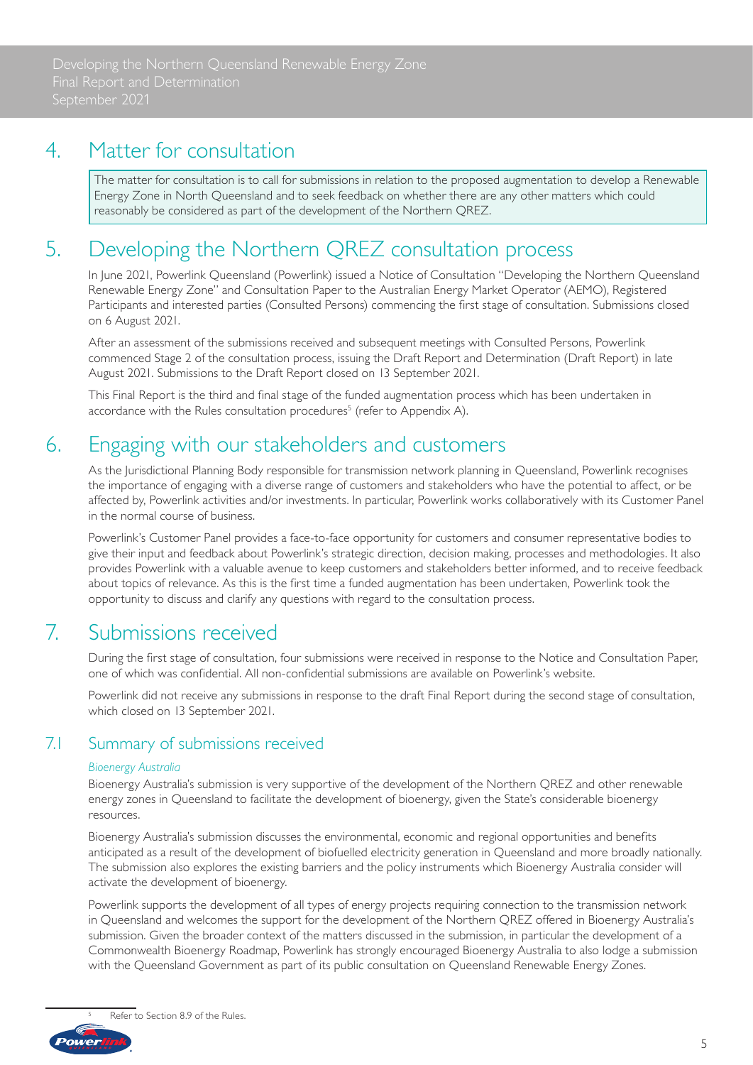## 4. Matter for consultation

The matter for consultation is to call for submissions in relation to the proposed augmentation to develop a Renewable Energy Zone in North Queensland and to seek feedback on whether there are any other matters which could reasonably be considered as part of the development of the Northern QREZ.

## 5. Developing the Northern QREZ consultation process

In June 2021, Powerlink Queensland (Powerlink) issued a Notice of Consultation "Developing the Northern Queensland Renewable Energy Zone" and Consultation Paper to the Australian Energy Market Operator (AEMO), Registered Participants and interested parties (Consulted Persons) commencing the first stage of consultation. Submissions closed on 6 August 2021.

After an assessment of the submissions received and subsequent meetings with Consulted Persons, Powerlink commenced Stage 2 of the consultation process, issuing the Draft Report and Determination (Draft Report) in late August 2021. Submissions to the Draft Report closed on 13 September 2021.

This Final Report is the third and final stage of the funded augmentation process which has been undertaken in accordance with the Rules consultation procedures[5] (refer to Appendix A).

## 6. Engaging with our stakeholders and customers

As the Jurisdictional Planning Body responsible for transmission network planning in Queensland, Powerlink recognises the importance of engaging with a diverse range of customers and stakeholders who have the potential to affect, or be affected by, Powerlink activities and/or investments. In particular, Powerlink works collaboratively with its Customer Panel in the normal course of business.

Powerlink's Customer Panel provides a face-to-face opportunity for customers and consumer representative bodies to give their input and feedback about Powerlink's strategic direction, decision making, processes and methodologies. It also provides Powerlink with a valuable avenue to keep customers and stakeholders better informed, and to receive feedback about topics of relevance. As this is the first time a funded augmentation has been undertaken, Powerlink took the opportunity to discuss and clarify any questions with regard to the consultation process.

## 7. Submissions received

During the first stage of consultation, four submissions were received in response to the Notice and Consultation Paper, one of which was confidential. All non-confidential submissions are available on Powerlink's website.

Powerlink did not receive any submissions in response to the draft Final Report during the second stage of consultation, which closed on 13 September 2021.

### 7.1 Summary of submissions received

*Bioenergy Australia*

Bioenergy Australia's submission is very supportive of the development of the Northern QREZ and other renewable energy zones in Queensland to facilitate the development of bioenergy, given the State's considerable bioenergy resources.

Bioenergy Australia's submission discusses the environmental, economic and regional opportunities and benefits anticipated as a result of the development of biofuelled electricity generation in Queensland and more broadly nationally. The submission also explores the existing barriers and the policy instruments which Bioenergy Australia consider will activate the development of bioenergy.

Powerlink supports the development of all types of energy projects requiring connection to the transmission network in Queensland and welcomes the support for the development of the Northern QREZ offered in Bioenergy Australia's submission. Given the broader context of the matters discussed in the submission, in particular the development of a Commonwealth Bioenergy Roadmap, Powerlink has strongly encouraged Bioenergy Australia to also lodge a submission with the Queensland Government as part of its public consultation on Queensland Renewable Energy Zones.

[5] Refer to Section 8.9 of the Rules.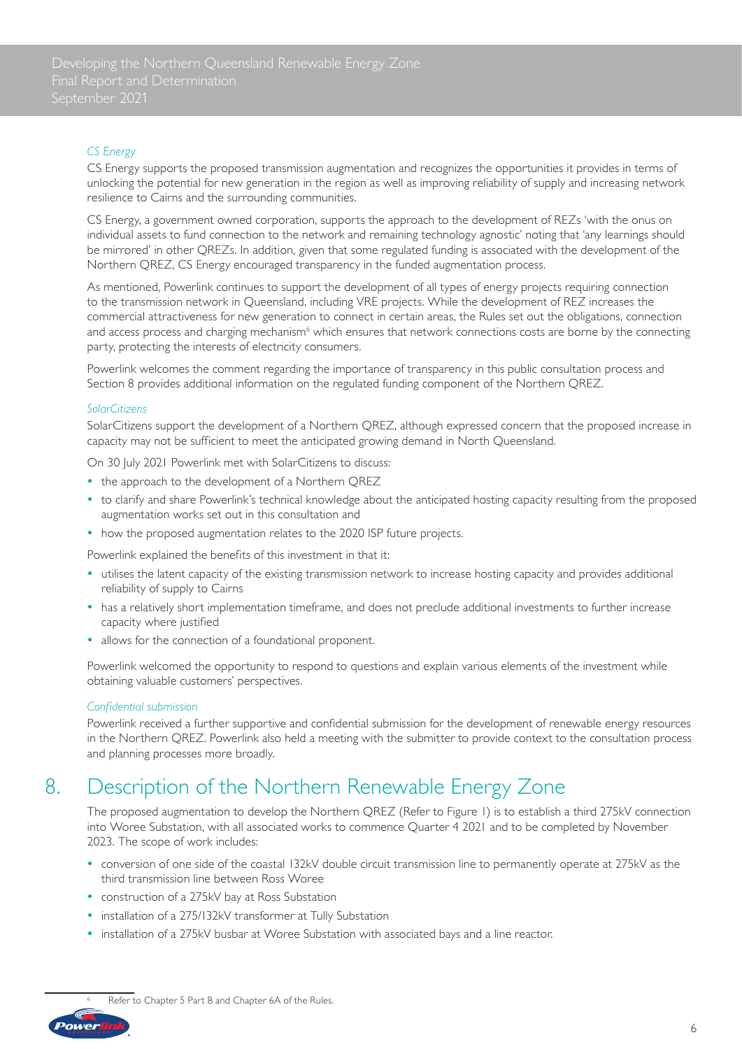*CS Energy*

CS Energy supports the proposed transmission augmentation and recognizes the opportunities it provides in terms of unlocking the potential for new generation in the region as well as improving reliability of supply and increasing network resilience to Cairns and the surrounding communities.

CS Energy, a government owned corporation, supports the approach to the development of REZs 'with the onus on individual assets to fund connection to the network and remaining technology agnostic' noting that 'any learnings should be mirrored' in other QREZs. In addition, given that some regulated funding is associated with the development of the Northern QREZ, CS Energy encouraged transparency in the funded augmentation process.

As mentioned, Powerlink continues to support the development of all types of energy projects requiring connection to the transmission network in Queensland, including VRE projects. While the development of REZ increases the commercial attractiveness for new generation to connect in certain areas, the Rules set out the obligations, connection and access process and charging mechanism[6] which ensures that network connections costs are borne by the connecting party, protecting the interests of electricity consumers.

Powerlink welcomes the comment regarding the importance of transparency in this public consultation process and Section 8 provides additional information on the regulated funding component of the Northern QREZ.

*SolarCitizens*

SolarCitizens support the development of a Northern QREZ, although expressed concern that the proposed increase in capacity may not be sufficient to meet the anticipated growing demand in North Queensland.

On 30 July 2021 Powerlink met with SolarCitizens to discuss:

- the approach to the development of a Northern QREZ
- to clarify and share Powerlink's technical knowledge about the anticipated hosting capacity resulting from the proposed augmentation works set out in this consultation and
- how the proposed augmentation relates to the 2020 ISP future projects.

Powerlink explained the benefits of this investment in that it:

- utilises the latent capacity of the existing transmission network to increase hosting capacity and provides additional reliability of supply to Cairns
- has a relatively short implementation timeframe, and does not preclude additional investments to further increase capacity where justified
- allows for the connection of a foundational proponent.

Powerlink welcomed the opportunity to respond to questions and explain various elements of the investment while obtaining valuable customers' perspectives.

*Confidential submission*

Powerlink received a further supportive and confidential submission for the development of renewable energy resources in the Northern QREZ. Powerlink also held a meeting with the submitter to provide context to the consultation process and planning processes more broadly.

# 8. Description of the Northern Renewable Energy Zone

The proposed augmentation to develop the Northern QREZ (Refer to Figure 1) is to establish a third 275kV connection into Woree Substation, with all associated works to commence Quarter 4 2021 and to be completed by November 2023. The scope of work includes:

- conversion of one side of the coastal 132kV double circuit transmission line to permanently operate at 275kV as the third transmission line between Ross Woree
- construction of a 275kV bay at Ross Substation
- installation of a 275/132kV transformer at Tully Substation
- installation of a 275kV busbar at Woree Substation with associated bays and a line reactor.

[6] Refer to Chapter 5 Part B and Chapter 6A of the Rules.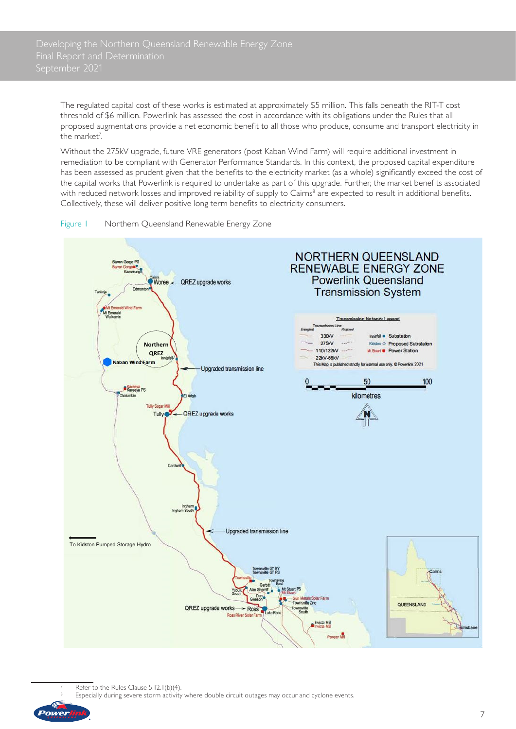The regulated capital cost of these works is estimated at approximately $5 million. This falls beneath the RIT-T cost threshold of $6 million. Powerlink has assessed the cost in accordance with its obligations under the Rules that all proposed augmentations provide a net economic benefit to all those who produce, consume and transport electricity in the market[7].

Without the 275kV upgrade, future VRE generators (post Kaban Wind Farm) will require additional investment in remediation to be compliant with Generator Performance Standards. In this context, the proposed capital expenditure has been assessed as prudent given that the benefits to the electricity market (as a whole) significantly exceed the cost of the capital works that Powerlink is required to undertake as part of this upgrade. Further, the market benefits associated with reduced network losses and improved reliability of supply to Cairns[8] are expected to result in additional benefits. Collectively, these will deliver positive long term benefits to electricity consumers.

Figure 1 Northern Queensland Renewable Energy Zone

[7] Refer to the Rules Clause 5.12.1(b)(4).

[8] Especially during severe storm activity where double circuit outages may occur and cyclone events.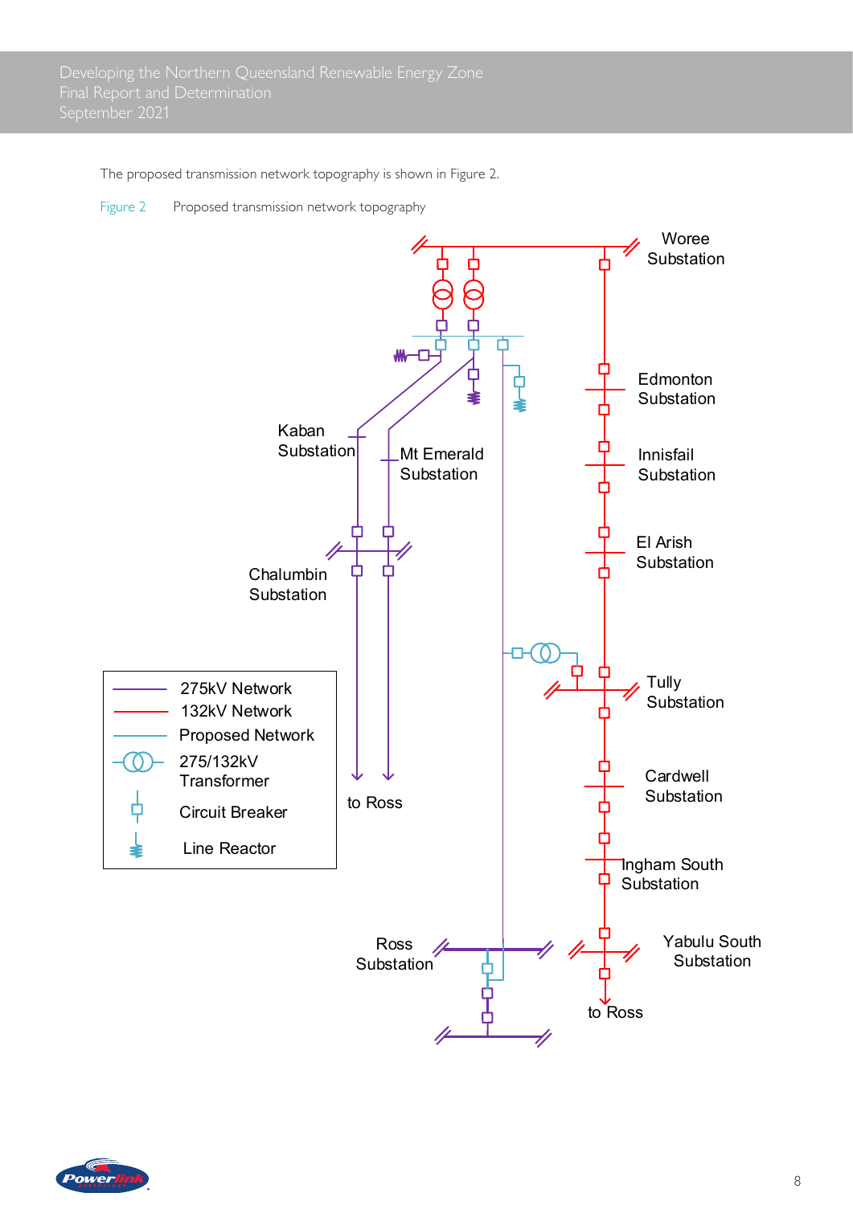The proposed transmission network topography is shown in Figure 2.

Figure 2 Proposed transmission network topography

Woree Substation

Edmonton Substation

Innisfail Substation

El Arish Substation

Kaban Substation

Mt Emerald Substation

Chalumbin Substation

Tully Substation

Cardwell Substation

Ingham South Substation

Yabulu South Substation

Ross Substation

to Ross

to Ross

275kV Network

132kV Network

Proposed Network

275/132kV Transformer

Circuit Breaker

Line Reactor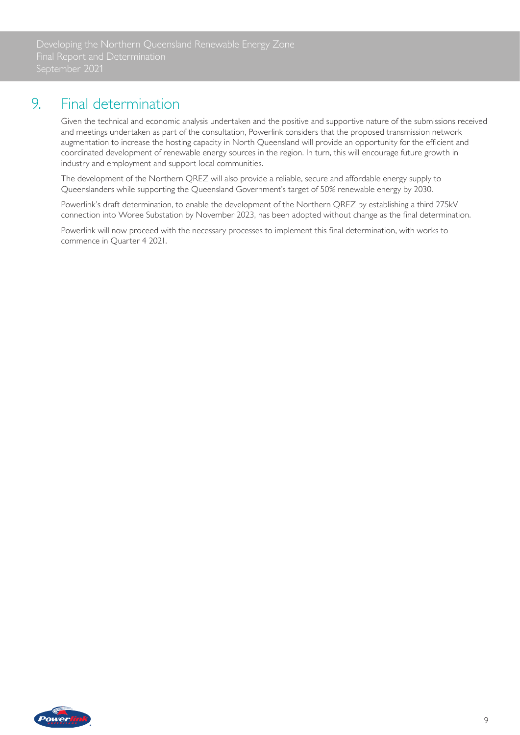# 9. Final determination

Given the technical and economic analysis undertaken and the positive and supportive nature of the submissions received and meetings undertaken as part of the consultation, Powerlink considers that the proposed transmission network augmentation to increase the hosting capacity in North Queensland will provide an opportunity for the efficient and coordinated development of renewable energy sources in the region. In turn, this will encourage future growth in industry and employment and support local communities.

The development of the Northern QREZ will also provide a reliable, secure and affordable energy supply to Queenslanders while supporting the Queensland Government's target of 50% renewable energy by 2030.

Powerlink's draft determination, to enable the development of the Northern QREZ by establishing a third 275kV connection into Woree Substation by November 2023, has been adopted without change as the final determination.

Powerlink will now proceed with the necessary processes to implement this final determination, with works to commence in Quarter 4 2021.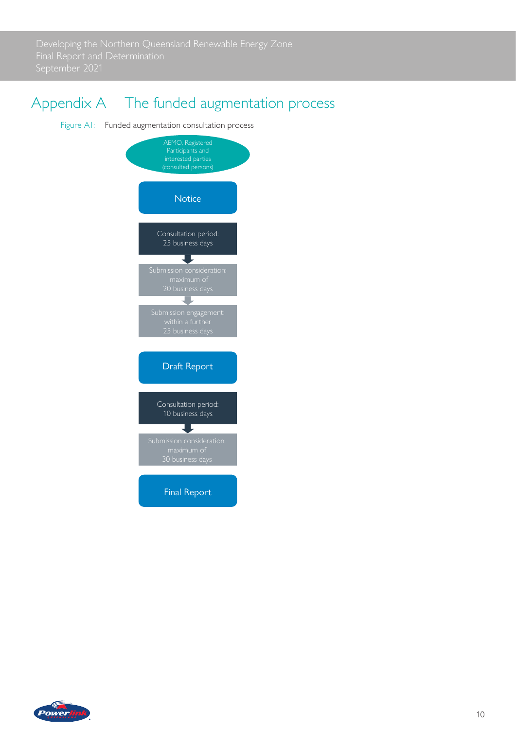# Appendix A The funded augmentation process

Figure A1: Funded augmentation consultation process

AEMO, Registered Participants and interested parties (consulted persons)

**Notice**

Consultation period: 25 business days

↓

Submission consideration: maximum of 20 business days

↓

Submission engagement: within a further 25 business days

**Draft Report**

Consultation period: 10 business days

↓

Submission consideration: maximum of 30 business days

**Final Report**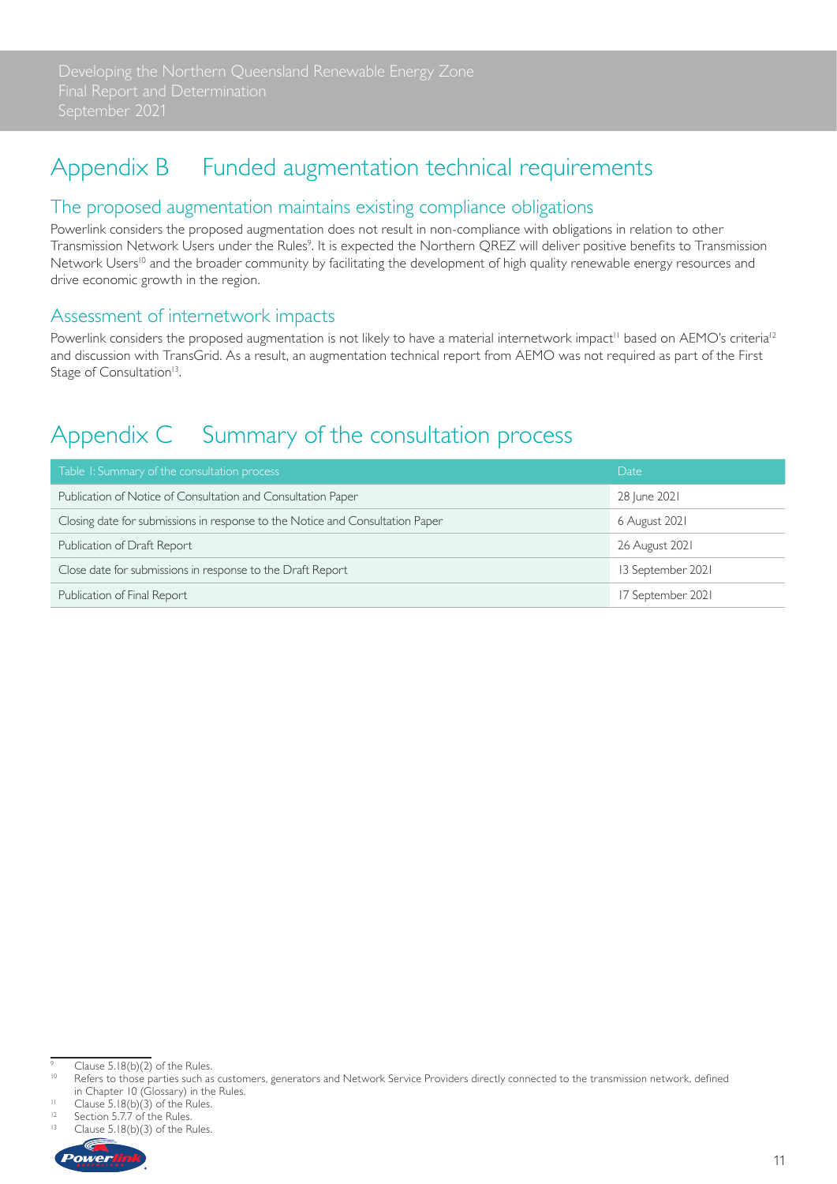# Appendix B Funded augmentation technical requirements

## The proposed augmentation maintains existing compliance obligations

Powerlink considers the proposed augmentation does not result in non-compliance with obligations in relation to other Transmission Network Users under the Rules[9]. It is expected the Northern QREZ will deliver positive benefits to Transmission Network Users[10] and the broader community by facilitating the development of high quality renewable energy resources and drive economic growth in the region.

## Assessment of internetwork impacts

Powerlink considers the proposed augmentation is not likely to have a material internetwork impact[11] based on AEMO's criteria[12] and discussion with TransGrid. As a result, an augmentation technical report from AEMO was not required as part of the First Stage of Consultation[13].

# Appendix C Summary of the consultation process

| Table 1: Summary of the consultation process | Date |
|---|---|
| Publication of Notice of Consultation and Consultation Paper | 28 June 2021 |
| Closing date for submissions in response to the Notice and Consultation Paper | 6 August 2021 |
| Publication of Draft Report | 26 August 2021 |
| Close date for submissions in response to the Draft Report | 13 September 2021 |
| Publication of Final Report | 17 September 2021 |

[9] Clause 5.18(b)(2) of the Rules.

[10] Refers to those parties such as customers, generators and Network Service Providers directly connected to the transmission network, defined in Chapter 10 (Glossary) in the Rules.

[11] Clause 5.18(b)(3) of the Rules.

[12] Section 5.7.7 of the Rules.

[13] Clause 5.18(b)(3) of the Rules.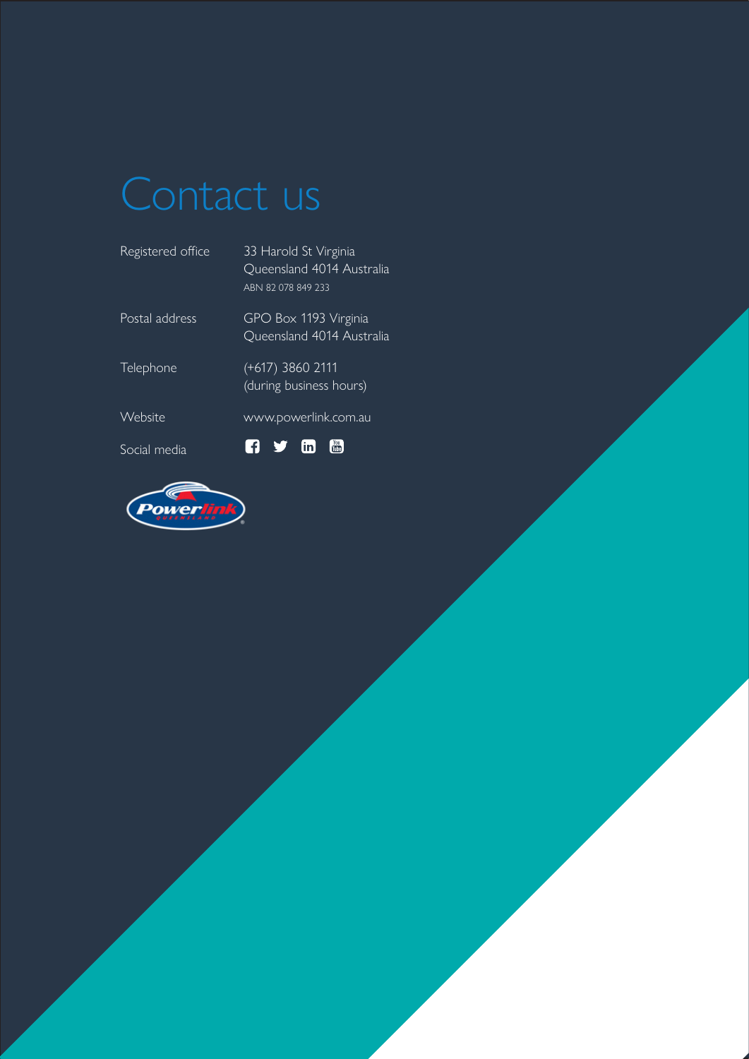# Contact us

| | |
|---|---|
| Registered office | 33 Harold St Virginia<br>Queensland 4014 Australia<br>ABN 82 078 849 233 |
| Postal address | GPO Box 1193 Virginia<br>Queensland 4014 Australia |
| Telephone | (+617) 3860 2111<br>(during business hours) |
| Website | www.powerlink.com.au |
| Social media | |